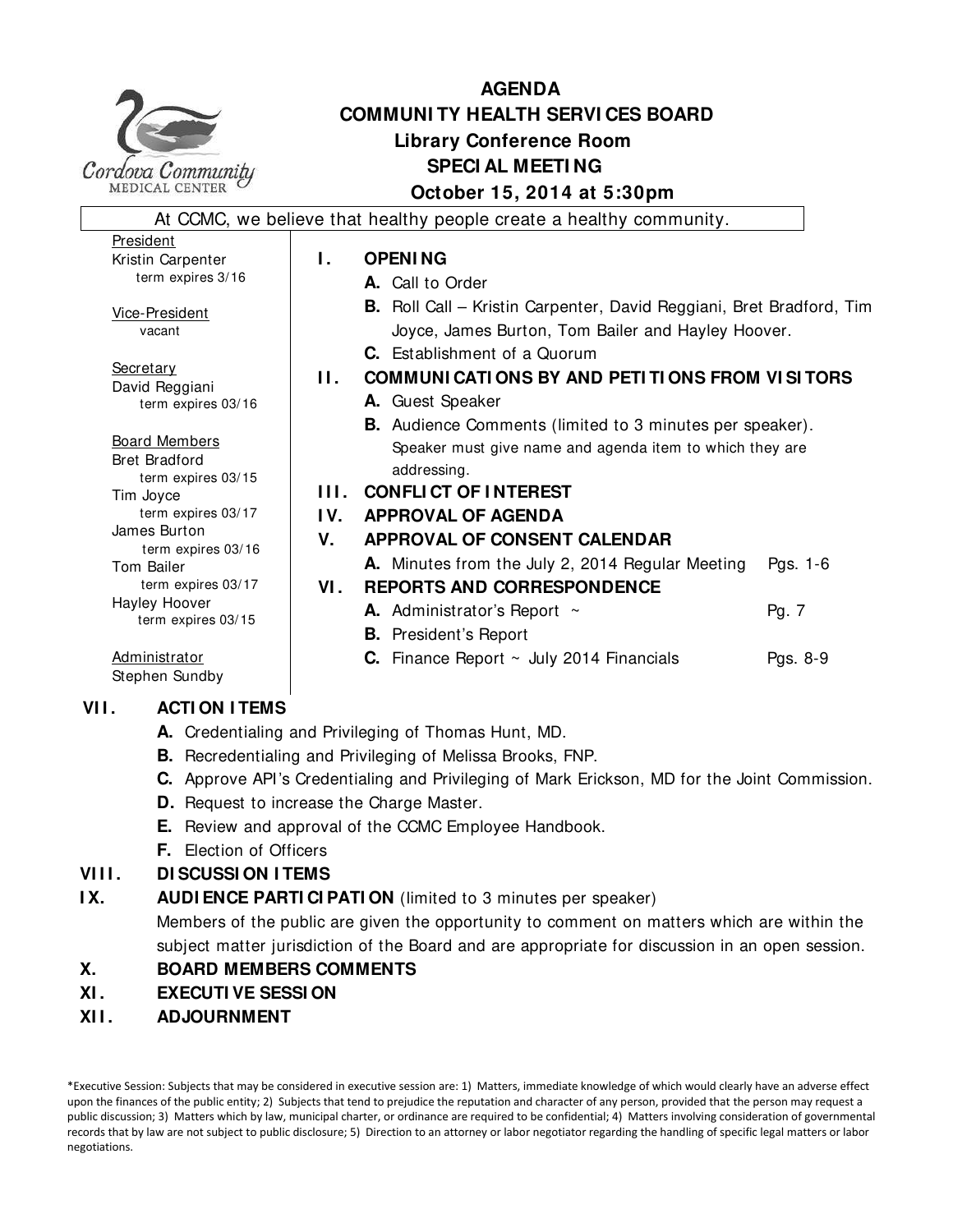Cordova Community MEDICAL CENTER

# AGENDA
## COMMUNITY HEALTH SERVICES BOARD
### Library Conference Room
### SPECIAL MEETING
### October 15, 2014 at 5:30pm

At CCMC, we believe that healthy people create a healthy community.

President
Kristin Carpenter
term expires 3/16

Vice-President
vacant

Secretary
David Reggiani
term expires 03/16

Board Members
Bret Bradford
term expires 03/15
Tim Joyce
term expires 03/17
James Burton
term expires 03/16
Tom Bailer
term expires 03/17
Hayley Hoover
term expires 03/15

Administrator
Stephen Sundby

**I. OPENING**
- **A.** Call to Order
- **B.** Roll Call – Kristin Carpenter, David Reggiani, Bret Bradford, Tim Joyce, James Burton, Tom Bailer and Hayley Hoover.
- **C.** Establishment of a Quorum

**II. COMMUNICATIONS BY AND PETITIONS FROM VISITORS**
- **A.** Guest Speaker
- **B.** Audience Comments (limited to 3 minutes per speaker). Speaker must give name and agenda item to which they are addressing.

**III. CONFLICT OF INTEREST**

**IV. APPROVAL OF AGENDA**

**V. APPROVAL OF CONSENT CALENDAR**
- **A.** Minutes from the July 2, 2014 Regular Meeting — Pgs. 1-6

**VI. REPORTS AND CORRESPONDENCE**
- **A.** Administrator's Report ~ — Pg. 7
- **B.** President's Report
- **C.** Finance Report ~ July 2014 Financials — Pgs. 8-9

**VII. ACTION ITEMS**
- **A.** Credentialing and Privileging of Thomas Hunt, MD.
- **B.** Recredentialing and Privileging of Melissa Brooks, FNP.
- **C.** Approve API's Credentialing and Privileging of Mark Erickson, MD for the Joint Commission.
- **D.** Request to increase the Charge Master.
- **E.** Review and approval of the CCMC Employee Handbook.
- **F.** Election of Officers

**VIII. DISCUSSION ITEMS**

**IX. AUDIENCE PARTICIPATION** (limited to 3 minutes per speaker)
Members of the public are given the opportunity to comment on matters which are within the subject matter jurisdiction of the Board and are appropriate for discussion in an open session.

**X. BOARD MEMBERS COMMENTS**

**XI. EXECUTIVE SESSION**

**XII. ADJOURNMENT**

*Executive Session: Subjects that may be considered in executive session are: 1) Matters, immediate knowledge of which would clearly have an adverse effect upon the finances of the public entity; 2) Subjects that tend to prejudice the reputation and character of any person, provided that the person may request a public discussion; 3) Matters which by law, municipal charter, or ordinance are required to be confidential; 4) Matters involving consideration of governmental records that by law are not subject to public disclosure; 5) Direction to an attorney or labor negotiator regarding the handling of specific legal matters or labor negotiations.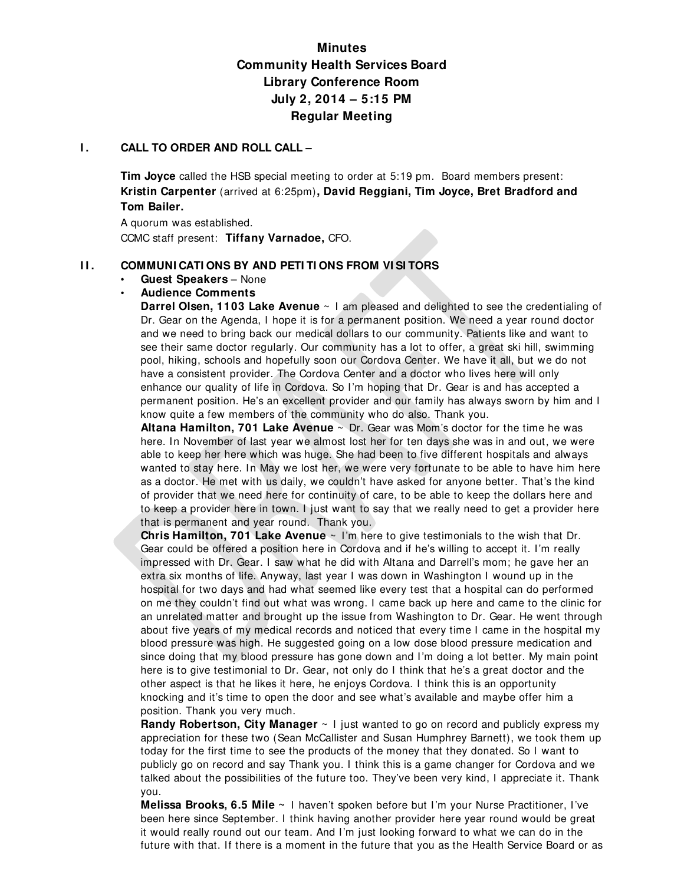# Minutes
## Community Health Services Board
## Library Conference Room
## July 2, 2014 – 5:15 PM
## Regular Meeting

### I. CALL TO ORDER AND ROLL CALL –

**Tim Joyce** called the HSB special meeting to order at 5:19 pm. Board members present: **Kristin Carpenter** (arrived at 6:25pm)**, David Reggiani, Tim Joyce, Bret Bradford and Tom Bailer.**

A quorum was established.

CCMC staff present: **Tiffany Varnadoe,** CFO.

### II. COMMUNICATIONS BY AND PETITIONS FROM VISITORS

- **Guest Speakers** – None
- **Audience Comments**

**Darrel Olsen, 1103 Lake Avenue** ~ I am pleased and delighted to see the credentialing of Dr. Gear on the Agenda, I hope it is for a permanent position. We need a year round doctor and we need to bring back our medical dollars to our community. Patients like and want to see their same doctor regularly. Our community has a lot to offer, a great ski hill, swimming pool, hiking, schools and hopefully soon our Cordova Center. We have it all, but we do not have a consistent provider. The Cordova Center and a doctor who lives here will only enhance our quality of life in Cordova. So I'm hoping that Dr. Gear is and has accepted a permanent position. He's an excellent provider and our family has always sworn by him and I know quite a few members of the community who do also. Thank you.

**Altana Hamilton, 701 Lake Avenue** ~ Dr. Gear was Mom's doctor for the time he was here. In November of last year we almost lost her for ten days she was in and out, we were able to keep her here which was huge. She had been to five different hospitals and always wanted to stay here. In May we lost her, we were very fortunate to be able to have him here as a doctor. He met with us daily, we couldn't have asked for anyone better. That's the kind of provider that we need here for continuity of care, to be able to keep the dollars here and to keep a provider here in town. I just want to say that we really need to get a provider here that is permanent and year round. Thank you.

**Chris Hamilton, 701 Lake Avenue** ~ I'm here to give testimonials to the wish that Dr. Gear could be offered a position here in Cordova and if he's willing to accept it. I'm really impressed with Dr. Gear. I saw what he did with Altana and Darrell's mom; he gave her an extra six months of life. Anyway, last year I was down in Washington I wound up in the hospital for two days and had what seemed like every test that a hospital can do performed on me they couldn't find out what was wrong. I came back up here and came to the clinic for an unrelated matter and brought up the issue from Washington to Dr. Gear. He went through about five years of my medical records and noticed that every time I came in the hospital my blood pressure was high. He suggested going on a low dose blood pressure medication and since doing that my blood pressure has gone down and I'm doing a lot better. My main point here is to give testimonial to Dr. Gear, not only do I think that he's a great doctor and the other aspect is that he likes it here, he enjoys Cordova. I think this is an opportunity knocking and it's time to open the door and see what's available and maybe offer him a position. Thank you very much.

**Randy Robertson, City Manager** ~ I just wanted to go on record and publicly express my appreciation for these two (Sean McCallister and Susan Humphrey Barnett), we took them up today for the first time to see the products of the money that they donated. So I want to publicly go on record and say Thank you. I think this is a game changer for Cordova and we talked about the possibilities of the future too. They've been very kind, I appreciate it. Thank you.

**Melissa Brooks, 6.5 Mile** ~ I haven't spoken before but I'm your Nurse Practitioner, I've been here since September. I think having another provider here year round would be great it would really round out our team. And I'm just looking forward to what we can do in the future with that. If there is a moment in the future that you as the Health Service Board or as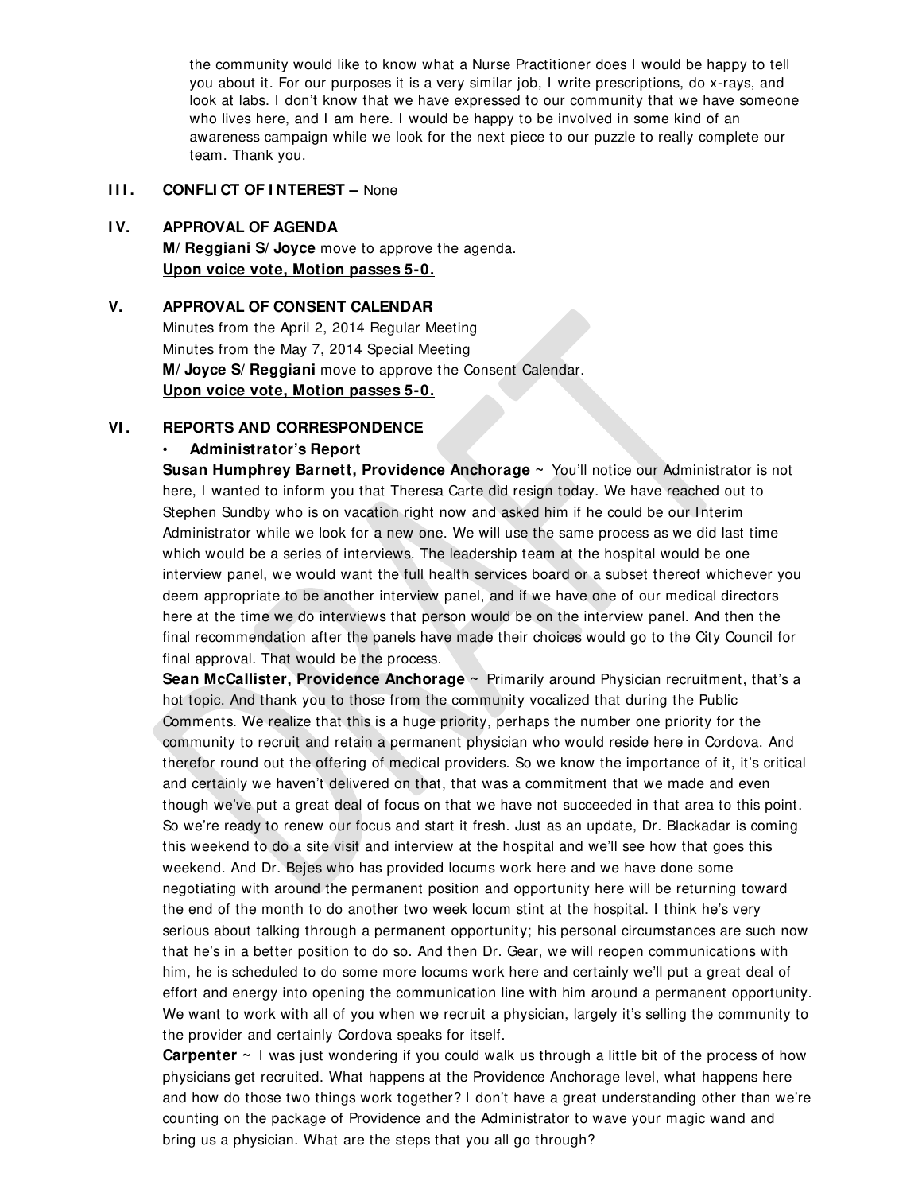the community would like to know what a Nurse Practitioner does I would be happy to tell you about it. For our purposes it is a very similar job, I write prescriptions, do x-rays, and look at labs. I don't know that we have expressed to our community that we have someone who lives here, and I am here. I would be happy to be involved in some kind of an awareness campaign while we look for the next piece to our puzzle to really complete our team. Thank you.

## III. CONFLICT OF INTEREST – None

## IV. APPROVAL OF AGENDA

**M/Reggiani S/Joyce** move to approve the agenda.
**<u>Upon voice vote, Motion passes 5-0.</u>**

## V. APPROVAL OF CONSENT CALENDAR

Minutes from the April 2, 2014 Regular Meeting
Minutes from the May 7, 2014 Special Meeting
**M/Joyce S/Reggiani** move to approve the Consent Calendar.
**<u>Upon voice vote, Motion passes 5-0.</u>**

## VI. REPORTS AND CORRESPONDENCE

- **Administrator's Report**

**Susan Humphrey Barnett, Providence Anchorage** ~ You'll notice our Administrator is not here, I wanted to inform you that Theresa Carte did resign today. We have reached out to Stephen Sundby who is on vacation right now and asked him if he could be our Interim Administrator while we look for a new one. We will use the same process as we did last time which would be a series of interviews. The leadership team at the hospital would be one interview panel, we would want the full health services board or a subset thereof whichever you deem appropriate to be another interview panel, and if we have one of our medical directors here at the time we do interviews that person would be on the interview panel. And then the final recommendation after the panels have made their choices would go to the City Council for final approval. That would be the process.

**Sean McCallister, Providence Anchorage** ~ Primarily around Physician recruitment, that's a hot topic. And thank you to those from the community vocalized that during the Public Comments. We realize that this is a huge priority, perhaps the number one priority for the community to recruit and retain a permanent physician who would reside here in Cordova. And therefor round out the offering of medical providers. So we know the importance of it, it's critical and certainly we haven't delivered on that, that was a commitment that we made and even though we've put a great deal of focus on that we have not succeeded in that area to this point. So we're ready to renew our focus and start it fresh. Just as an update, Dr. Blackadar is coming this weekend to do a site visit and interview at the hospital and we'll see how that goes this weekend. And Dr. Bejes who has provided locums work here and we have done some negotiating with around the permanent position and opportunity here will be returning toward the end of the month to do another two week locum stint at the hospital. I think he's very serious about talking through a permanent opportunity; his personal circumstances are such now that he's in a better position to do so. And then Dr. Gear, we will reopen communications with him, he is scheduled to do some more locums work here and certainly we'll put a great deal of effort and energy into opening the communication line with him around a permanent opportunity. We want to work with all of you when we recruit a physician, largely it's selling the community to the provider and certainly Cordova speaks for itself.

**Carpenter** ~ I was just wondering if you could walk us through a little bit of the process of how physicians get recruited. What happens at the Providence Anchorage level, what happens here and how do those two things work together? I don't have a great understanding other than we're counting on the package of Providence and the Administrator to wave your magic wand and bring us a physician. What are the steps that you all go through?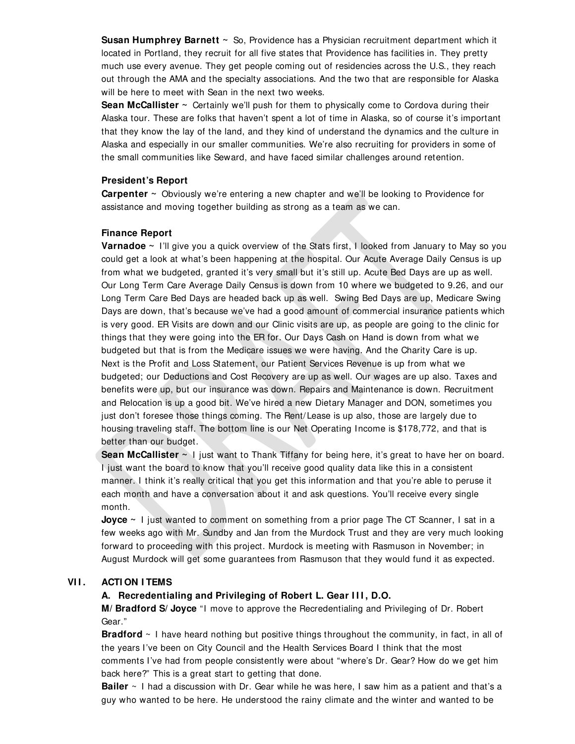**Susan Humphrey Barnett** ~ So, Providence has a Physician recruitment department which it located in Portland, they recruit for all five states that Providence has facilities in. They pretty much use every avenue. They get people coming out of residencies across the U.S., they reach out through the AMA and the specialty associations. And the two that are responsible for Alaska will be here to meet with Sean in the next two weeks.

**Sean McCallister** ~ Certainly we'll push for them to physically come to Cordova during their Alaska tour. These are folks that haven't spent a lot of time in Alaska, so of course it's important that they know the lay of the land, and they kind of understand the dynamics and the culture in Alaska and especially in our smaller communities. We're also recruiting for providers in some of the small communities like Seward, and have faced similar challenges around retention.

**President's Report**

**Carpenter** ~ Obviously we're entering a new chapter and we'll be looking to Providence for assistance and moving together building as strong as a team as we can.

**Finance Report**

**Varnadoe** ~ I'll give you a quick overview of the Stats first, I looked from January to May so you could get a look at what's been happening at the hospital. Our Acute Average Daily Census is up from what we budgeted, granted it's very small but it's still up. Acute Bed Days are up as well. Our Long Term Care Average Daily Census is down from 10 where we budgeted to 9.26, and our Long Term Care Bed Days are headed back up as well. Swing Bed Days are up, Medicare Swing Days are down, that's because we've had a good amount of commercial insurance patients which is very good. ER Visits are down and our Clinic visits are up, as people are going to the clinic for things that they were going into the ER for. Our Days Cash on Hand is down from what we budgeted but that is from the Medicare issues we were having. And the Charity Care is up. Next is the Profit and Loss Statement, our Patient Services Revenue is up from what we budgeted; our Deductions and Cost Recovery are up as well. Our wages are up also. Taxes and benefits were up, but our insurance was down. Repairs and Maintenance is down. Recruitment and Relocation is up a good bit. We've hired a new Dietary Manager and DON, sometimes you just don't foresee those things coming. The Rent/Lease is up also, those are largely due to housing traveling staff. The bottom line is our Net Operating Income is $178,772, and that is better than our budget.

**Sean McCallister** ~ I just want to Thank Tiffany for being here, it's great to have her on board. I just want the board to know that you'll receive good quality data like this in a consistent manner. I think it's really critical that you get this information and that you're able to peruse it each month and have a conversation about it and ask questions. You'll receive every single month.

**Joyce** ~ I just wanted to comment on something from a prior page The CT Scanner, I sat in a few weeks ago with Mr. Sundby and Jan from the Murdock Trust and they are very much looking forward to proceeding with this project. Murdock is meeting with Rasmuson in November; in August Murdock will get some guarantees from Rasmuson that they would fund it as expected.

## VII. ACTION ITEMS

**A. Recredentialing and Privileging of Robert L. Gear III, D.O.**

**M/Bradford S/Joyce** "I move to approve the Recredentialing and Privileging of Dr. Robert Gear."

**Bradford** ~ I have heard nothing but positive things throughout the community, in fact, in all of the years I've been on City Council and the Health Services Board I think that the most comments I've had from people consistently were about "where's Dr. Gear? How do we get him back here?" This is a great start to getting that done.

**Bailer** ~ I had a discussion with Dr. Gear while he was here, I saw him as a patient and that's a guy who wanted to be here. He understood the rainy climate and the winter and wanted to be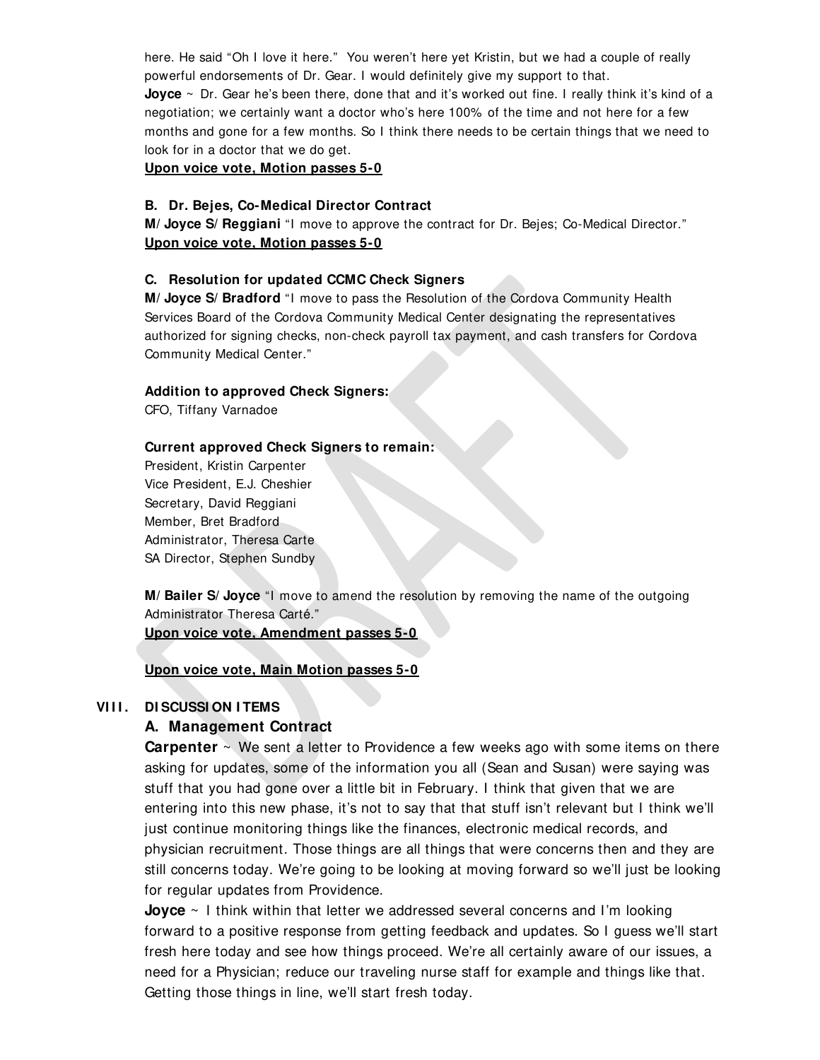here. He said "Oh I love it here." You weren't here yet Kristin, but we had a couple of really powerful endorsements of Dr. Gear. I would definitely give my support to that.

**Joyce** ~ Dr. Gear he's been there, done that and it's worked out fine. I really think it's kind of a negotiation; we certainly want a doctor who's here 100% of the time and not here for a few months and gone for a few months. So I think there needs to be certain things that we need to look for in a doctor that we do get.

**Upon voice vote, Motion passes 5-0**

**B. Dr. Bejes, Co-Medical Director Contract**

**M/ Joyce S/ Reggiani** "I move to approve the contract for Dr. Bejes; Co-Medical Director."

**Upon voice vote, Motion passes 5-0**

**C. Resolution for updated CCMC Check Signers**

**M/ Joyce S/ Bradford** "I move to pass the Resolution of the Cordova Community Health Services Board of the Cordova Community Medical Center designating the representatives authorized for signing checks, non-check payroll tax payment, and cash transfers for Cordova Community Medical Center."

**Addition to approved Check Signers:**
CFO, Tiffany Varnadoe

**Current approved Check Signers to remain:**
President, Kristin Carpenter
Vice President, E.J. Cheshier
Secretary, David Reggiani
Member, Bret Bradford
Administrator, Theresa Carte
SA Director, Stephen Sundby

**M/ Bailer S/ Joyce** "I move to amend the resolution by removing the name of the outgoing Administrator Theresa Carté."

**Upon voice vote, Amendment passes 5-0**

**Upon voice vote, Main Motion passes 5-0**

## VIII. DISCUSSION ITEMS

### A. Management Contract

**Carpenter** ~ We sent a letter to Providence a few weeks ago with some items on there asking for updates, some of the information you all (Sean and Susan) were saying was stuff that you had gone over a little bit in February. I think that given that we are entering into this new phase, it's not to say that that stuff isn't relevant but I think we'll just continue monitoring things like the finances, electronic medical records, and physician recruitment. Those things are all things that were concerns then and they are still concerns today. We're going to be looking at moving forward so we'll just be looking for regular updates from Providence.

**Joyce** ~ I think within that letter we addressed several concerns and I'm looking forward to a positive response from getting feedback and updates. So I guess we'll start fresh here today and see how things proceed. We're all certainly aware of our issues, a need for a Physician; reduce our traveling nurse staff for example and things like that. Getting those things in line, we'll start fresh today.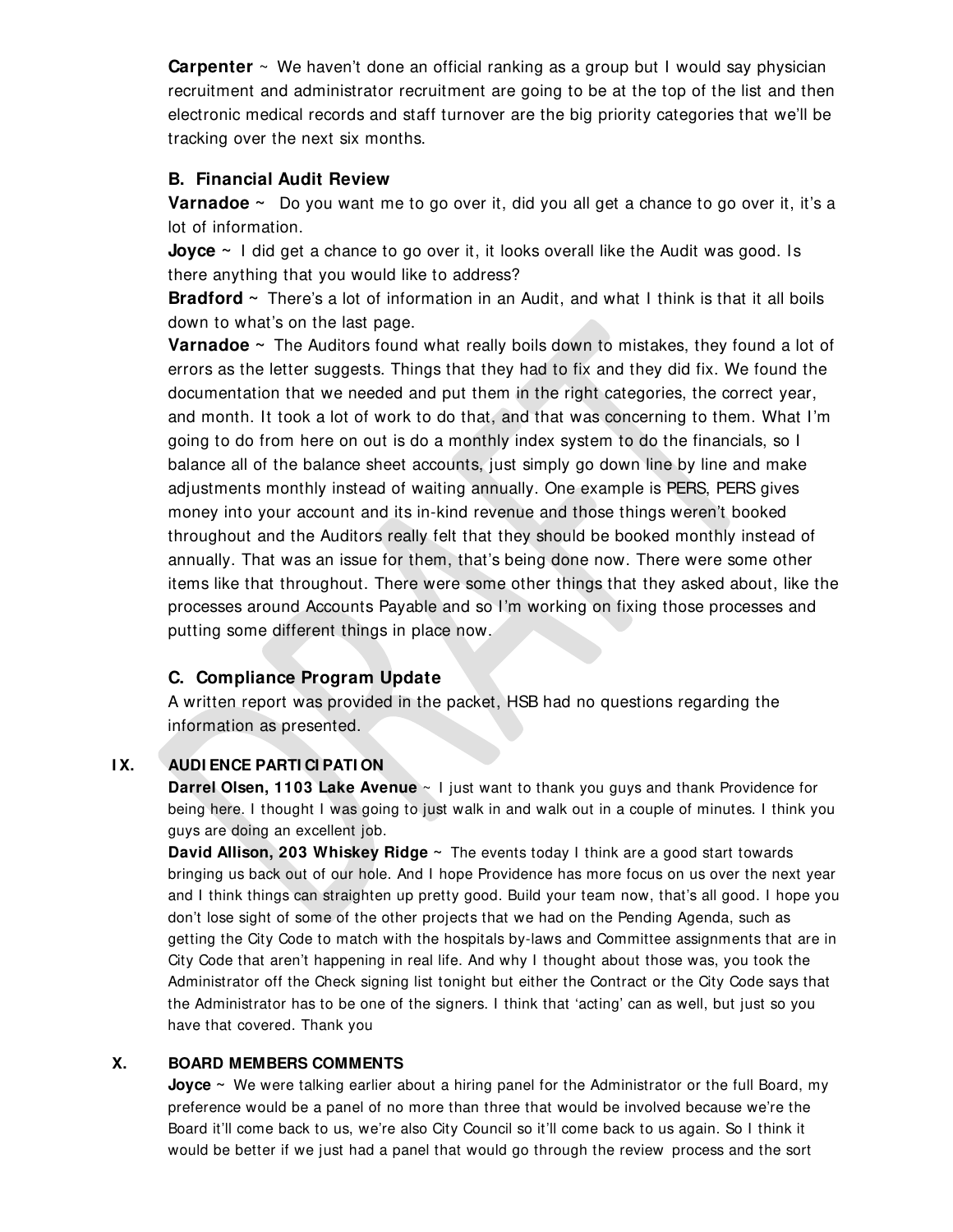**Carpenter** ~ We haven't done an official ranking as a group but I would say physician recruitment and administrator recruitment are going to be at the top of the list and then electronic medical records and staff turnover are the big priority categories that we'll be tracking over the next six months.

### B. Financial Audit Review

**Varnadoe** ~ Do you want me to go over it, did you all get a chance to go over it, it's a lot of information.

**Joyce** ~ I did get a chance to go over it, it looks overall like the Audit was good. Is there anything that you would like to address?

**Bradford** ~ There's a lot of information in an Audit, and what I think is that it all boils down to what's on the last page.

**Varnadoe** ~ The Auditors found what really boils down to mistakes, they found a lot of errors as the letter suggests. Things that they had to fix and they did fix. We found the documentation that we needed and put them in the right categories, the correct year, and month. It took a lot of work to do that, and that was concerning to them. What I'm going to do from here on out is do a monthly index system to do the financials, so I balance all of the balance sheet accounts, just simply go down line by line and make adjustments monthly instead of waiting annually. One example is PERS, PERS gives money into your account and its in-kind revenue and those things weren't booked throughout and the Auditors really felt that they should be booked monthly instead of annually. That was an issue for them, that's being done now. There were some other items like that throughout. There were some other things that they asked about, like the processes around Accounts Payable and so I'm working on fixing those processes and putting some different things in place now.

### C. Compliance Program Update

A written report was provided in the packet, HSB had no questions regarding the information as presented.

## IX. AUDIENCE PARTICIPATION

**Darrel Olsen, 1103 Lake Avenue** ~ I just want to thank you guys and thank Providence for being here. I thought I was going to just walk in and walk out in a couple of minutes. I think you guys are doing an excellent job.

**David Allison, 203 Whiskey Ridge** ~ The events today I think are a good start towards bringing us back out of our hole. And I hope Providence has more focus on us over the next year and I think things can straighten up pretty good. Build your team now, that's all good. I hope you don't lose sight of some of the other projects that we had on the Pending Agenda, such as getting the City Code to match with the hospitals by-laws and Committee assignments that are in City Code that aren't happening in real life. And why I thought about those was, you took the Administrator off the Check signing list tonight but either the Contract or the City Code says that the Administrator has to be one of the signers. I think that 'acting' can as well, but just so you have that covered. Thank you

## X. BOARD MEMBERS COMMENTS

**Joyce** ~ We were talking earlier about a hiring panel for the Administrator or the full Board, my preference would be a panel of no more than three that would be involved because we're the Board it'll come back to us, we're also City Council so it'll come back to us again. So I think it would be better if we just had a panel that would go through the review process and the sort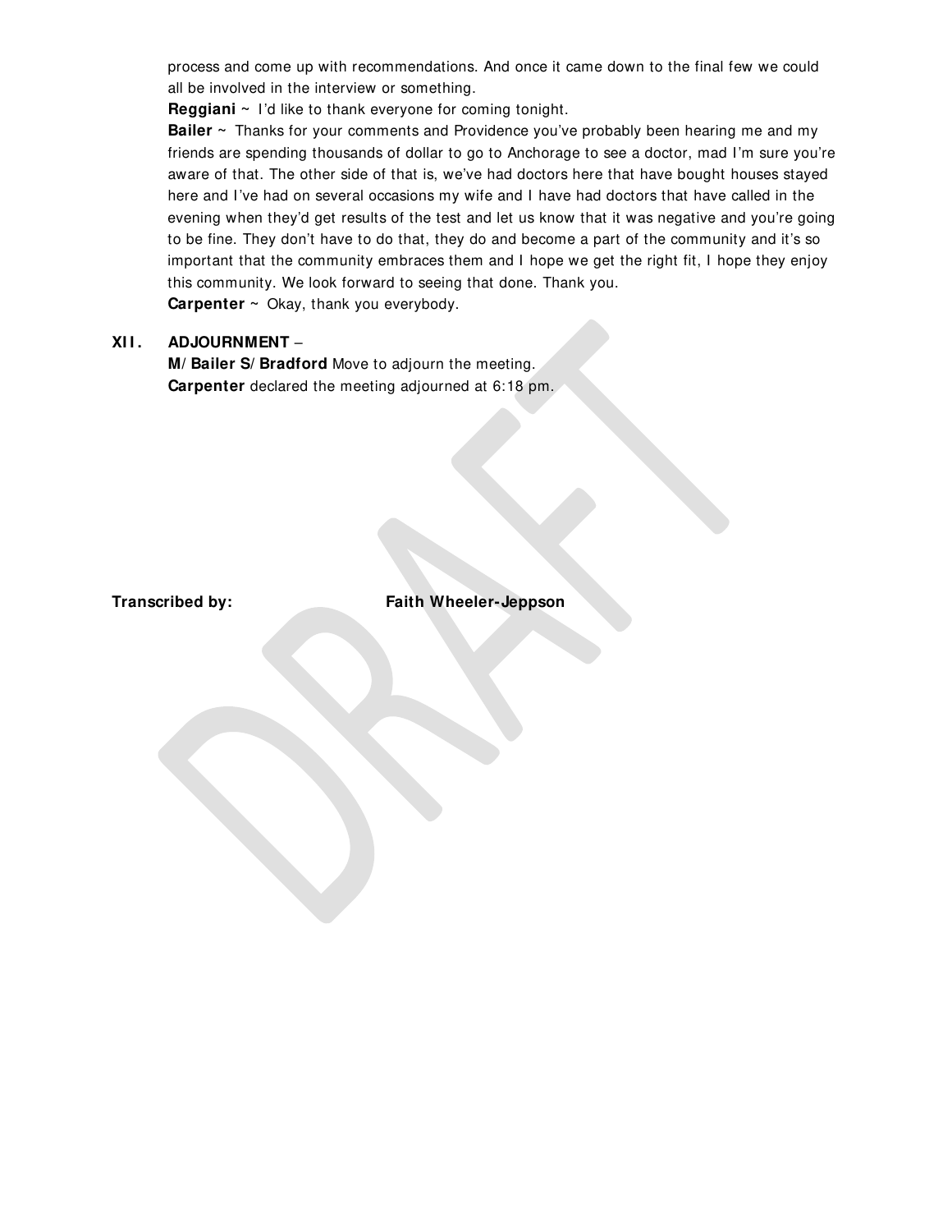process and come up with recommendations. And once it came down to the final few we could all be involved in the interview or something.

**Reggiani** ~ I'd like to thank everyone for coming tonight.

**Bailer** ~ Thanks for your comments and Providence you've probably been hearing me and my friends are spending thousands of dollar to go to Anchorage to see a doctor, mad I'm sure you're aware of that. The other side of that is, we've had doctors here that have bought houses stayed here and I've had on several occasions my wife and I have had doctors that have called in the evening when they'd get results of the test and let us know that it was negative and you're going to be fine. They don't have to do that, they do and become a part of the community and it's so important that the community embraces them and I hope we get the right fit, I hope they enjoy this community. We look forward to seeing that done. Thank you.

**Carpenter** ~ Okay, thank you everybody.

## XII. ADJOURNMENT –

**M/ Bailer S/ Bradford** Move to adjourn the meeting.

**Carpenter** declared the meeting adjourned at 6:18 pm.

**Transcribed by:** **Faith Wheeler-Jeppson**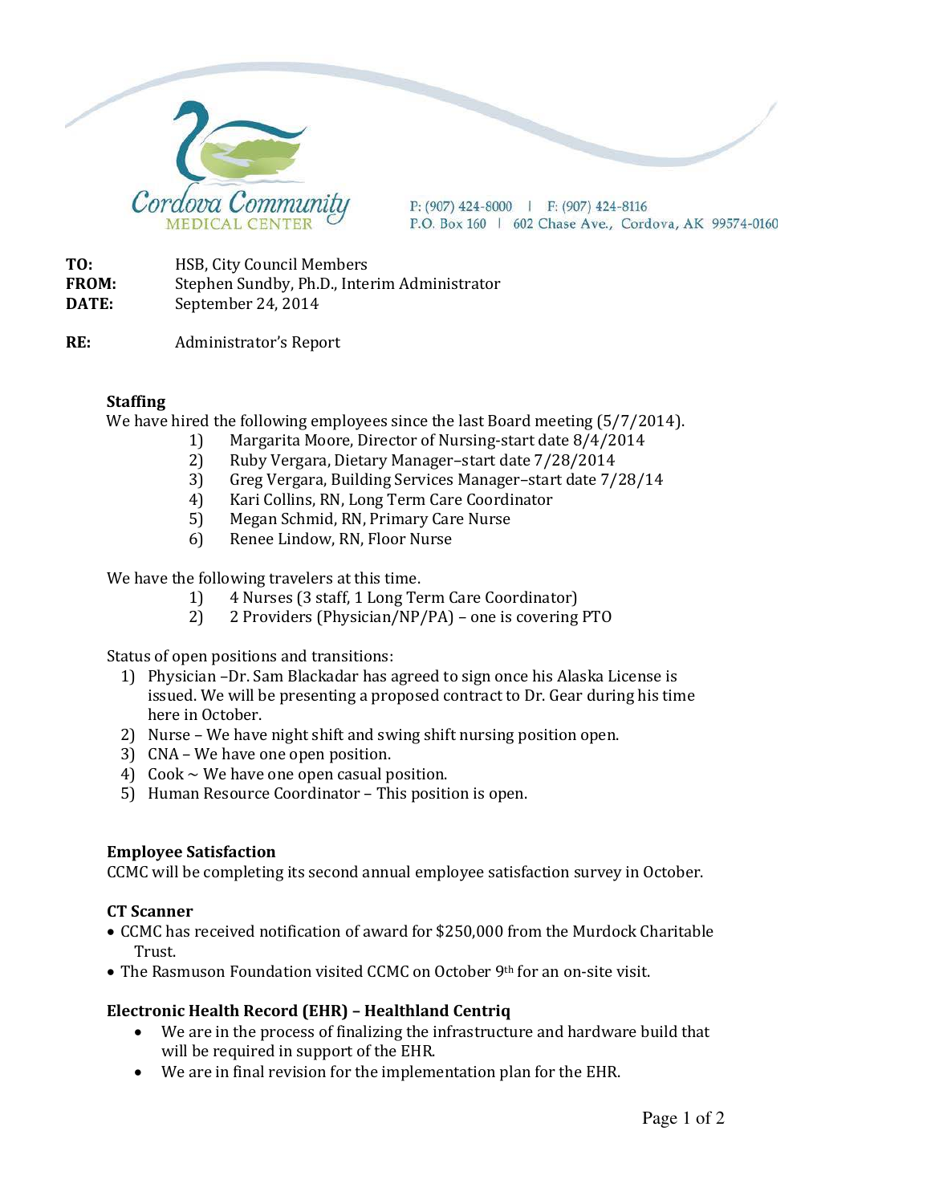Cordova Community MEDICAL CENTER

P: (907) 424-8000 | F: (907) 424-8116
P.O. Box 160 | 602 Chase Ave., Cordova, AK 99574-0160

**TO:** HSB, City Council Members
**FROM:** Stephen Sundby, Ph.D., Interim Administrator
**DATE:** September 24, 2014

**RE:** Administrator's Report

## Staffing

We have hired the following employees since the last Board meeting (5/7/2014).

1) Margarita Moore, Director of Nursing-start date 8/4/2014
2) Ruby Vergara, Dietary Manager–start date 7/28/2014
3) Greg Vergara, Building Services Manager–start date 7/28/14
4) Kari Collins, RN, Long Term Care Coordinator
5) Megan Schmid, RN, Primary Care Nurse
6) Renee Lindow, RN, Floor Nurse

We have the following travelers at this time.

1) 4 Nurses (3 staff, 1 Long Term Care Coordinator)
2) 2 Providers (Physician/NP/PA) – one is covering PTO

Status of open positions and transitions:

1) Physician –Dr. Sam Blackadar has agreed to sign once his Alaska License is issued. We will be presenting a proposed contract to Dr. Gear during his time here in October.
2) Nurse – We have night shift and swing shift nursing position open.
3) CNA – We have one open position.
4) Cook ~ We have one open casual position.
5) Human Resource Coordinator – This position is open.

## Employee Satisfaction

CCMC will be completing its second annual employee satisfaction survey in October.

## CT Scanner

- CCMC has received notification of award for $250,000 from the Murdock Charitable Trust.
- The Rasmuson Foundation visited CCMC on October 9th for an on-site visit.

## Electronic Health Record (EHR) – Healthland Centriq

- We are in the process of finalizing the infrastructure and hardware build that will be required in support of the EHR.
- We are in final revision for the implementation plan for the EHR.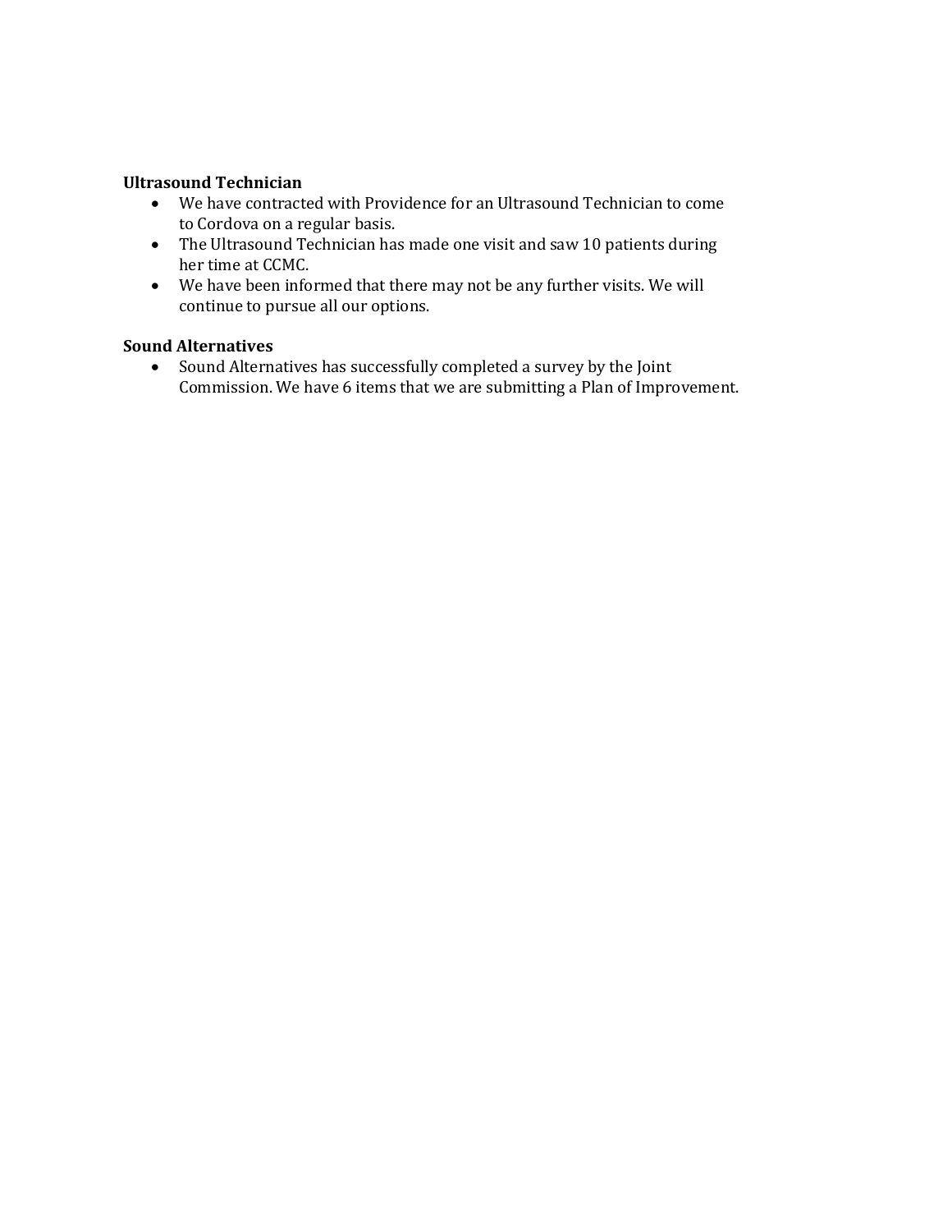**Ultrasound Technician**

- We have contracted with Providence for an Ultrasound Technician to come to Cordova on a regular basis.
- The Ultrasound Technician has made one visit and saw 10 patients during her time at CCMC.
- We have been informed that there may not be any further visits. We will continue to pursue all our options.

**Sound Alternatives**

- Sound Alternatives has successfully completed a survey by the Joint Commission. We have 6 items that we are submitting a Plan of Improvement.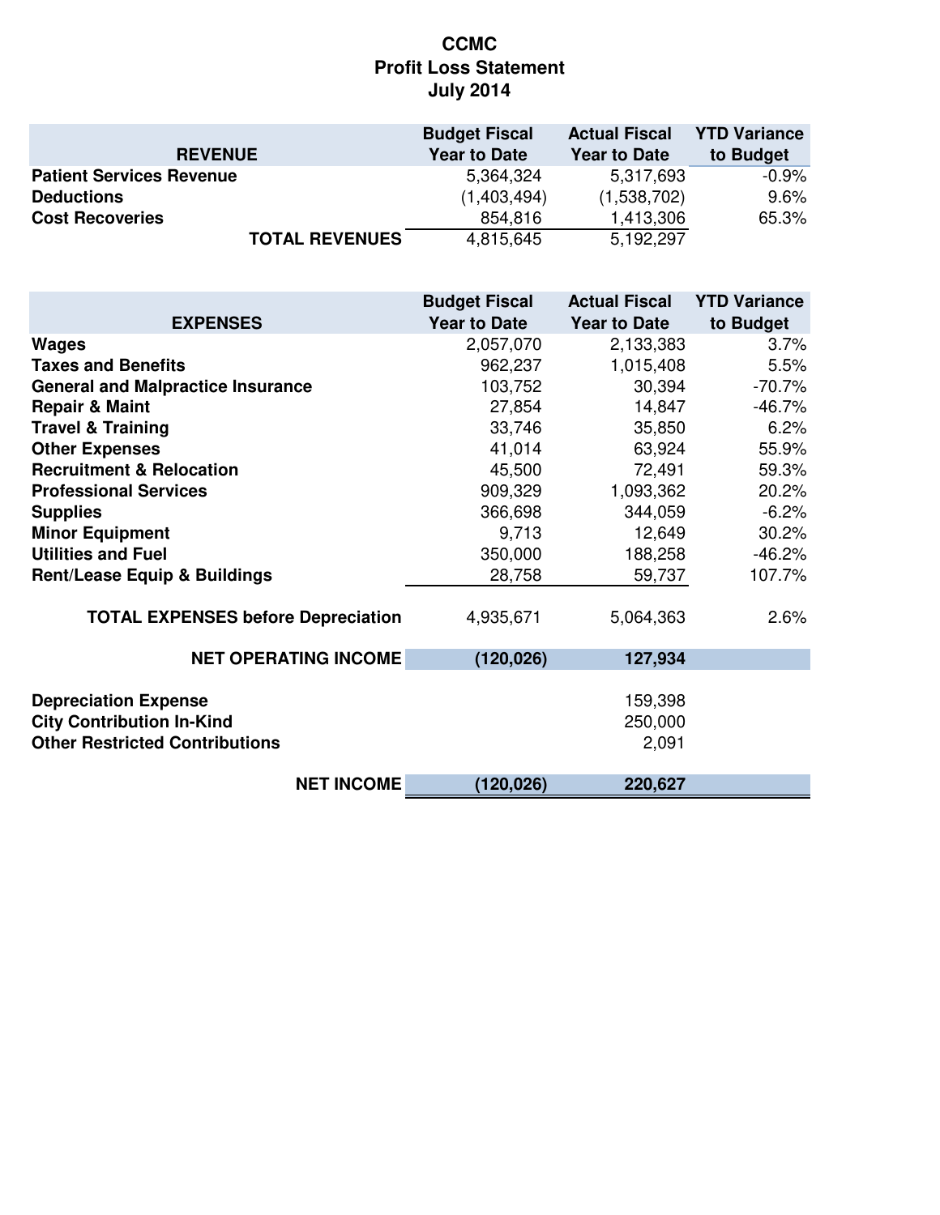# CCMC
## Profit Loss Statement
## July 2014

| REVENUE | Budget Fiscal Year to Date | Actual Fiscal Year to Date | YTD Variance to Budget |
|---|---|---|---|
| **Patient Services Revenue** | 5,364,324 | 5,317,693 | -0.9% |
| **Deductions** | (1,403,494) | (1,538,702) | 9.6% |
| **Cost Recoveries** | 854,816 | 1,413,306 | 65.3% |
| **TOTAL REVENUES** | 4,815,645 | 5,192,297 | |

| EXPENSES | Budget Fiscal Year to Date | Actual Fiscal Year to Date | YTD Variance to Budget |
|---|---|---|---|
| **Wages** | 2,057,070 | 2,133,383 | 3.7% |
| **Taxes and Benefits** | 962,237 | 1,015,408 | 5.5% |
| **General and Malpractice Insurance** | 103,752 | 30,394 | -70.7% |
| **Repair & Maint** | 27,854 | 14,847 | -46.7% |
| **Travel & Training** | 33,746 | 35,850 | 6.2% |
| **Other Expenses** | 41,014 | 63,924 | 55.9% |
| **Recruitment & Relocation** | 45,500 | 72,491 | 59.3% |
| **Professional Services** | 909,329 | 1,093,362 | 20.2% |
| **Supplies** | 366,698 | 344,059 | -6.2% |
| **Minor Equipment** | 9,713 | 12,649 | 30.2% |
| **Utilities and Fuel** | 350,000 | 188,258 | -46.2% |
| **Rent/Lease Equip & Buildings** | 28,758 | 59,737 | 107.7% |
| **TOTAL EXPENSES before Depreciation** | 4,935,671 | 5,064,363 | 2.6% |
| **NET OPERATING INCOME** | **(120,026)** | **127,934** | |
| **Depreciation Expense** | | 159,398 | |
| **City Contribution In-Kind** | | 250,000 | |
| **Other Restricted Contributions** | | 2,091 | |
| **NET INCOME** | **(120,026)** | **220,627** | |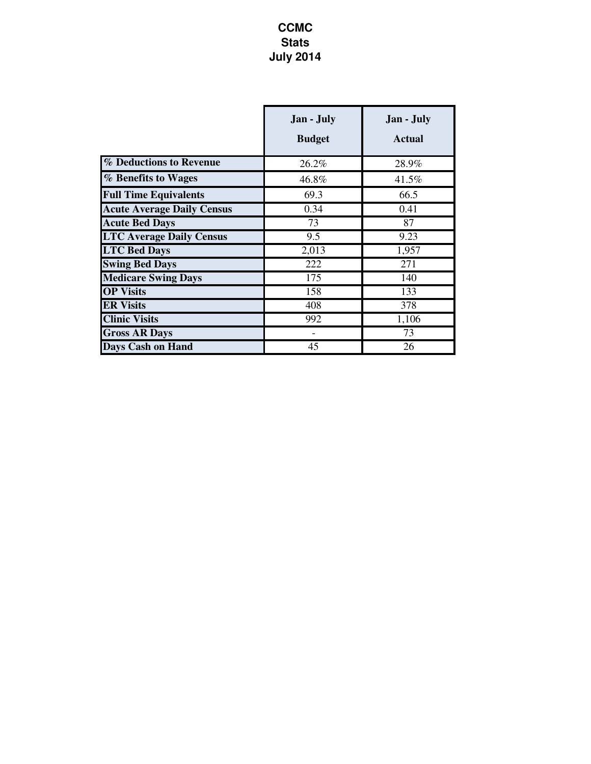# CCMC
## Stats
## July 2014

| | Jan - July Budget | Jan - July Actual |
|---|---|---|
| % Deductions to Revenue | 26.2% | 28.9% |
| % Benefits to Wages | 46.8% | 41.5% |
| Full Time Equivalents | 69.3 | 66.5 |
| Acute Average Daily Census | 0.34 | 0.41 |
| Acute Bed Days | 73 | 87 |
| LTC Average Daily Census | 9.5 | 9.23 |
| LTC Bed Days | 2,013 | 1,957 |
| Swing Bed Days | 222 | 271 |
| Medicare Swing Days | 175 | 140 |
| OP Visits | 158 | 133 |
| ER Visits | 408 | 378 |
| Clinic Visits | 992 | 1,106 |
| Gross AR Days | - | 73 |
| Days Cash on Hand | 45 | 26 |